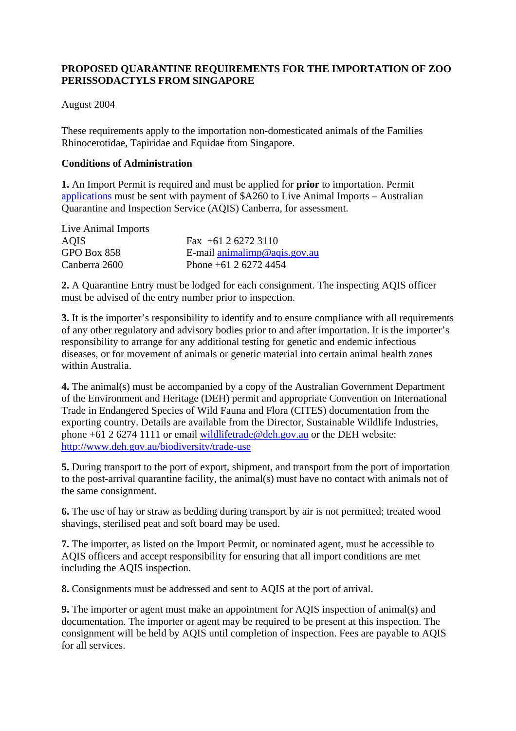**PROPOSED QUARANTINE REQUIREMENTS FOR THE IMPORTATION OF ZOO PERISSODACTYLS FROM SINGAPORE**

August 2004

These requirements apply to the importation non-domesticated animals of the Families Rhinocerotidae, Tapiridae and Equidae from Singapore.

**Conditions of Administration**

**1.** An Import Permit is required and must be applied for **prior** to importation. Permit applications must be sent with payment of $A260 to Live Animal Imports – Australian Quarantine and Inspection Service (AQIS) Canberra, for assessment.

| | |
|---|---|
| Live Animal Imports | |
| AQIS | Fax +61 2 6272 3110 |
| GPO Box 858 | E-mail animalimp@aqis.gov.au |
| Canberra 2600 | Phone +61 2 6272 4454 |

**2.** A Quarantine Entry must be lodged for each consignment. The inspecting AQIS officer must be advised of the entry number prior to inspection.

**3.** It is the importer's responsibility to identify and to ensure compliance with all requirements of any other regulatory and advisory bodies prior to and after importation. It is the importer's responsibility to arrange for any additional testing for genetic and endemic infectious diseases, or for movement of animals or genetic material into certain animal health zones within Australia.

**4.** The animal(s) must be accompanied by a copy of the Australian Government Department of the Environment and Heritage (DEH) permit and appropriate Convention on International Trade in Endangered Species of Wild Fauna and Flora (CITES) documentation from the exporting country. Details are available from the Director, Sustainable Wildlife Industries, phone +61 2 6274 1111 or email wildlifetrade@deh.gov.au or the DEH website: http://www.deh.gov.au/biodiversity/trade-use

**5.** During transport to the port of export, shipment, and transport from the port of importation to the post-arrival quarantine facility, the animal(s) must have no contact with animals not of the same consignment.

**6.** The use of hay or straw as bedding during transport by air is not permitted; treated wood shavings, sterilised peat and soft board may be used.

**7.** The importer, as listed on the Import Permit, or nominated agent, must be accessible to AQIS officers and accept responsibility for ensuring that all import conditions are met including the AQIS inspection.

**8.** Consignments must be addressed and sent to AQIS at the port of arrival.

**9.** The importer or agent must make an appointment for AQIS inspection of animal(s) and documentation. The importer or agent may be required to be present at this inspection. The consignment will be held by AQIS until completion of inspection. Fees are payable to AQIS for all services.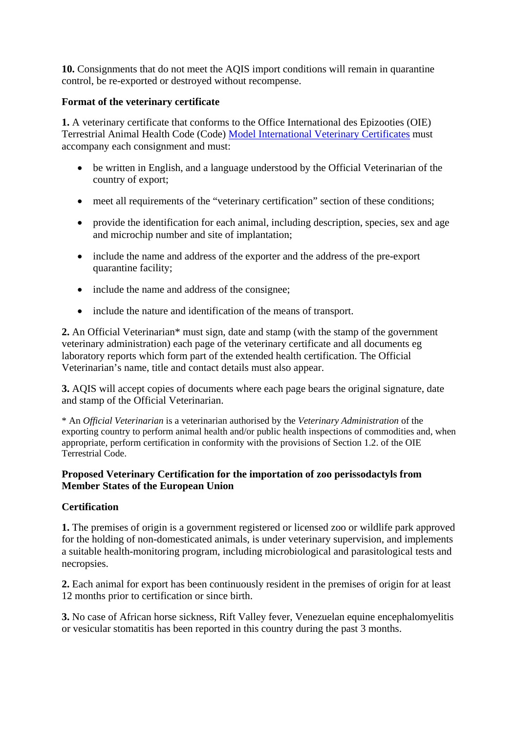**10.** Consignments that do not meet the AQIS import conditions will remain in quarantine control, be re-exported or destroyed without recompense.

**Format of the veterinary certificate**

**1.** A veterinary certificate that conforms to the Office International des Epizooties (OIE) Terrestrial Animal Health Code (Code) Model International Veterinary Certificates must accompany each consignment and must:

- be written in English, and a language understood by the Official Veterinarian of the country of export;
- meet all requirements of the "veterinary certification" section of these conditions;
- provide the identification for each animal, including description, species, sex and age and microchip number and site of implantation;
- include the name and address of the exporter and the address of the pre-export quarantine facility;
- include the name and address of the consignee;
- include the nature and identification of the means of transport.

**2.** An Official Veterinarian* must sign, date and stamp (with the stamp of the government veterinary administration) each page of the veterinary certificate and all documents eg laboratory reports which form part of the extended health certification. The Official Veterinarian's name, title and contact details must also appear.

**3.** AQIS will accept copies of documents where each page bears the original signature, date and stamp of the Official Veterinarian.

* An *Official Veterinarian* is a veterinarian authorised by the *Veterinary Administration* of the exporting country to perform animal health and/or public health inspections of commodities and, when appropriate, perform certification in conformity with the provisions of Section 1.2. of the OIE Terrestrial Code.

**Proposed Veterinary Certification for the importation of zoo perissodactyls from Member States of the European Union**

**Certification**

**1.** The premises of origin is a government registered or licensed zoo or wildlife park approved for the holding of non-domesticated animals, is under veterinary supervision, and implements a suitable health-monitoring program, including microbiological and parasitological tests and necropsies.

**2.** Each animal for export has been continuously resident in the premises of origin for at least 12 months prior to certification or since birth.

**3.** No case of African horse sickness, Rift Valley fever, Venezuelan equine encephalomyelitis or vesicular stomatitis has been reported in this country during the past 3 months.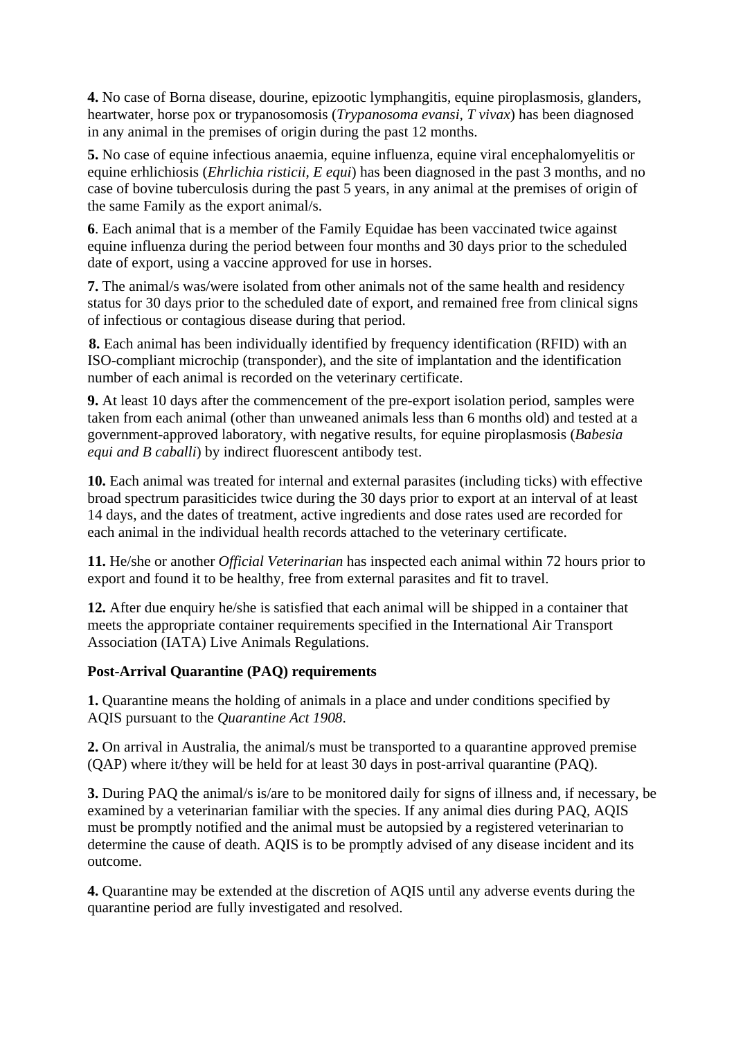**4.** No case of Borna disease, dourine, epizootic lymphangitis, equine piroplasmosis, glanders, heartwater, horse pox or trypanosomosis (*Trypanosoma evansi, T vivax*) has been diagnosed in any animal in the premises of origin during the past 12 months.

**5.** No case of equine infectious anaemia, equine influenza, equine viral encephalomyelitis or equine erhlichiosis (*Ehrlichia risticii, E equi*) has been diagnosed in the past 3 months, and no case of bovine tuberculosis during the past 5 years, in any animal at the premises of origin of the same Family as the export animal/s.

**6**. Each animal that is a member of the Family Equidae has been vaccinated twice against equine influenza during the period between four months and 30 days prior to the scheduled date of export, using a vaccine approved for use in horses.

**7.** The animal/s was/were isolated from other animals not of the same health and residency status for 30 days prior to the scheduled date of export, and remained free from clinical signs of infectious or contagious disease during that period.

**8.** Each animal has been individually identified by frequency identification (RFID) with an ISO-compliant microchip (transponder), and the site of implantation and the identification number of each animal is recorded on the veterinary certificate.

**9.** At least 10 days after the commencement of the pre-export isolation period, samples were taken from each animal (other than unweaned animals less than 6 months old) and tested at a government-approved laboratory, with negative results, for equine piroplasmosis (*Babesia equi and B caballi*) by indirect fluorescent antibody test.

**10.** Each animal was treated for internal and external parasites (including ticks) with effective broad spectrum parasiticides twice during the 30 days prior to export at an interval of at least 14 days, and the dates of treatment, active ingredients and dose rates used are recorded for each animal in the individual health records attached to the veterinary certificate.

**11.** He/she or another *Official Veterinarian* has inspected each animal within 72 hours prior to export and found it to be healthy, free from external parasites and fit to travel.

**12.** After due enquiry he/she is satisfied that each animal will be shipped in a container that meets the appropriate container requirements specified in the International Air Transport Association (IATA) Live Animals Regulations.

**Post-Arrival Quarantine (PAQ) requirements**

**1.** Quarantine means the holding of animals in a place and under conditions specified by AQIS pursuant to the *Quarantine Act 1908*.

**2.** On arrival in Australia, the animal/s must be transported to a quarantine approved premise (QAP) where it/they will be held for at least 30 days in post-arrival quarantine (PAQ).

**3.** During PAQ the animal/s is/are to be monitored daily for signs of illness and, if necessary, be examined by a veterinarian familiar with the species. If any animal dies during PAQ, AQIS must be promptly notified and the animal must be autopsied by a registered veterinarian to determine the cause of death. AQIS is to be promptly advised of any disease incident and its outcome.

**4.** Quarantine may be extended at the discretion of AQIS until any adverse events during the quarantine period are fully investigated and resolved.